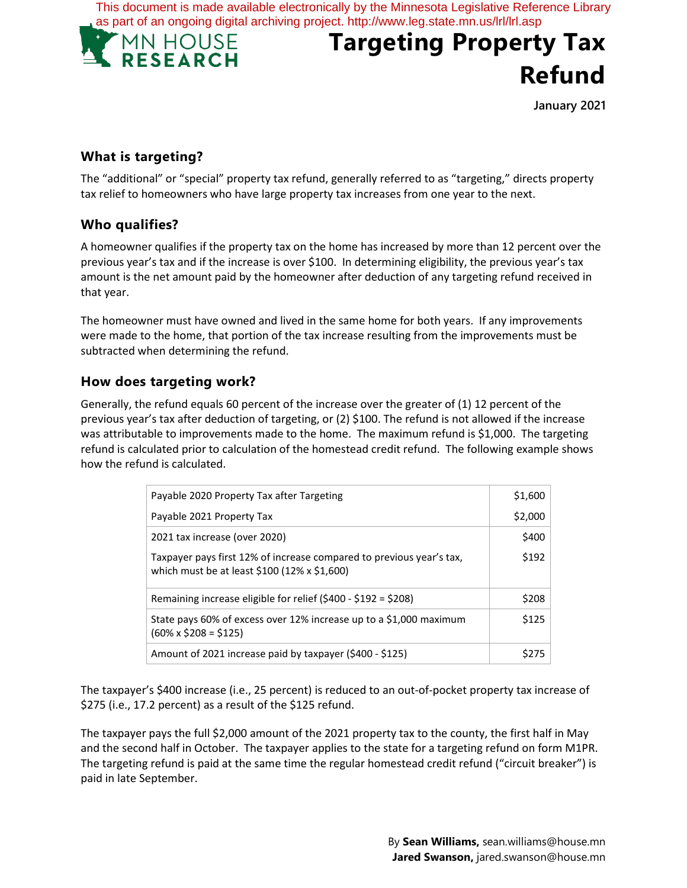This document is made available electronically by the Minnesota Legislative Reference Library as part of an ongoing digital archiving project. http://www.leg.state.mn.us/lrl/lrl.asp

MN HOUSE RESEARCH

# Targeting Property Tax Refund

**January 2021**

## What is targeting?

The "additional" or "special" property tax refund, generally referred to as "targeting," directs property tax relief to homeowners who have large property tax increases from one year to the next.

## Who qualifies?

A homeowner qualifies if the property tax on the home has increased by more than 12 percent over the previous year's tax and if the increase is over $100. In determining eligibility, the previous year's tax amount is the net amount paid by the homeowner after deduction of any targeting refund received in that year.

The homeowner must have owned and lived in the same home for both years. If any improvements were made to the home, that portion of the tax increase resulting from the improvements must be subtracted when determining the refund.

## How does targeting work?

Generally, the refund equals 60 percent of the increase over the greater of (1) 12 percent of the previous year's tax after deduction of targeting, or (2) $100. The refund is not allowed if the increase was attributable to improvements made to the home. The maximum refund is $1,000. The targeting refund is calculated prior to calculation of the homestead credit refund. The following example shows how the refund is calculated.

| | |
|---|---|
| Payable 2020 Property Tax after Targeting | $1,600 |
| Payable 2021 Property Tax | $2,000 |
| 2021 tax increase (over 2020) | $400 |
| Taxpayer pays first 12% of increase compared to previous year's tax, which must be at least $100 (12% x $1,600) | $192 |
| Remaining increase eligible for relief ($400 - $192 = $208) | $208 |
| State pays 60% of excess over 12% increase up to a $1,000 maximum (60% x $208 = $125) | $125 |
| Amount of 2021 increase paid by taxpayer ($400 - $125) | $275 |

The taxpayer's $400 increase (i.e., 25 percent) is reduced to an out-of-pocket property tax increase of $275 (i.e., 17.2 percent) as a result of the $125 refund.

The taxpayer pays the full $2,000 amount of the 2021 property tax to the county, the first half in May and the second half in October. The taxpayer applies to the state for a targeting refund on form M1PR. The targeting refund is paid at the same time the regular homestead credit refund ("circuit breaker") is paid in late September.

By **Sean Williams,** sean.williams@house.mn
**Jared Swanson,** jared.swanson@house.mn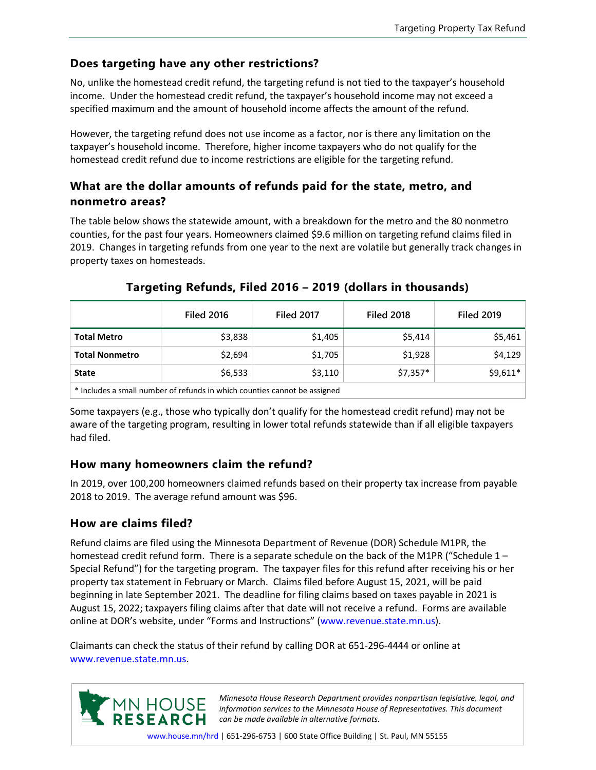## Does targeting have any other restrictions?

No, unlike the homestead credit refund, the targeting refund is not tied to the taxpayer's household income. Under the homestead credit refund, the taxpayer's household income may not exceed a specified maximum and the amount of household income affects the amount of the refund.

However, the targeting refund does not use income as a factor, nor is there any limitation on the taxpayer's household income. Therefore, higher income taxpayers who do not qualify for the homestead credit refund due to income restrictions are eligible for the targeting refund.

## What are the dollar amounts of refunds paid for the state, metro, and nonmetro areas?

The table below shows the statewide amount, with a breakdown for the metro and the 80 nonmetro counties, for the past four years. Homeowners claimed $9.6 million on targeting refund claims filed in 2019. Changes in targeting refunds from one year to the next are volatile but generally track changes in property taxes on homesteads.

**Targeting Refunds, Filed 2016 – 2019 (dollars in thousands)**

| | Filed 2016 | Filed 2017 | Filed 2018 | Filed 2019 |
|---|---|---|---|---|
| **Total Metro** | $3,838 | $1,405 | $5,414 | $5,461 |
| **Total Nonmetro** | $2,694 | $1,705 | $1,928 | $4,129 |
| **State** | $6,533 | $3,110 | $7,357* | $9,611* |

\* Includes a small number of refunds in which counties cannot be assigned

Some taxpayers (e.g., those who typically don't qualify for the homestead credit refund) may not be aware of the targeting program, resulting in lower total refunds statewide than if all eligible taxpayers had filed.

## How many homeowners claim the refund?

In 2019, over 100,200 homeowners claimed refunds based on their property tax increase from payable 2018 to 2019. The average refund amount was $96.

## How are claims filed?

Refund claims are filed using the Minnesota Department of Revenue (DOR) Schedule M1PR, the homestead credit refund form. There is a separate schedule on the back of the M1PR ("Schedule 1 – Special Refund") for the targeting program. The taxpayer files for this refund after receiving his or her property tax statement in February or March. Claims filed before August 15, 2021, will be paid beginning in late September 2021. The deadline for filing claims based on taxes payable in 2021 is August 15, 2022; taxpayers filing claims after that date will not receive a refund. Forms are available online at DOR's website, under "Forms and Instructions" (www.revenue.state.mn.us).

Claimants can check the status of their refund by calling DOR at 651-296-4444 or online at www.revenue.state.mn.us.

MN HOUSE RESEARCH

*Minnesota House Research Department provides nonpartisan legislative, legal, and information services to the Minnesota House of Representatives. This document can be made available in alternative formats.*

www.house.mn/hrd | 651-296-6753 | 600 State Office Building | St. Paul, MN 55155